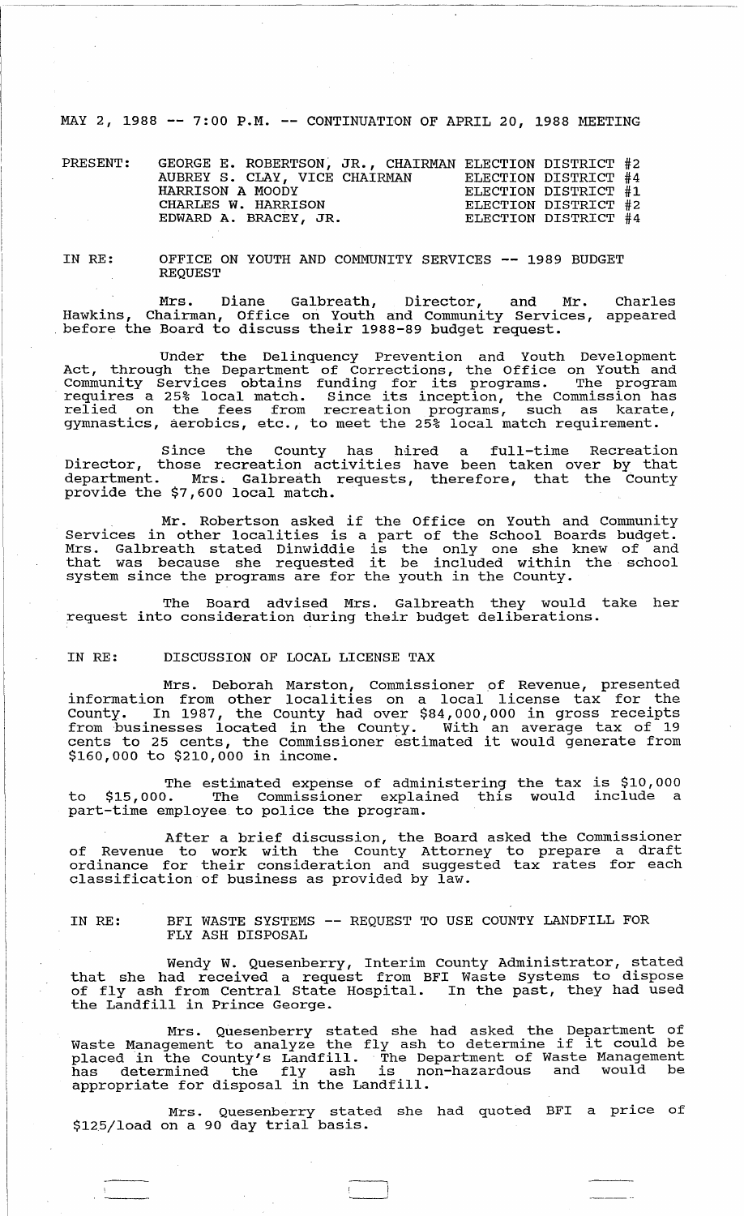MAY 2, 1988 -- 7:00 P.M. -- CONTINUATION OF APRIL 20, 1988 MEETING

| PRESENT: | | |
|---|---|---|
| | GEORGE E. ROBERTSON, JR., CHAIRMAN | ELECTION DISTRICT #2 |
| | AUBREY S. CLAY, VICE CHAIRMAN | ELECTION DISTRICT #4 |
| | HARRISON A MOODY | ELECTION DISTRICT #1 |
| | CHARLES W. HARRISON | ELECTION DISTRICT #2 |
| | EDWARD A. BRACEY, JR. | ELECTION DISTRICT #4 |

IN RE: OFFICE ON YOUTH AND COMMUNITY SERVICES -- 1989 BUDGET REQUEST

Mrs. Diane Galbreath, Director, and Mr. Charles Hawkins, Chairman, Office on Youth and Community Services, appeared before the Board to discuss their 1988-89 budget request.

Under the Delinquency Prevention and Youth Development Act, through the Department of Corrections, the Office on Youth and Community Services obtains funding for its programs. The program requires a 25% local match. Since its inception, the Commission has relied on the fees from recreation programs, such as karate, gymnastics, aerobics, etc., to meet the 25% local match requirement.

Since the County has hired a full-time Recreation Director, those recreation activities have been taken over by that department. Mrs. Galbreath requests, therefore, that the County provide the $7,600 local match.

Mr. Robertson asked if the Office on Youth and Community Services in other localities is a part of the School Boards budget. Mrs. Galbreath stated Dinwiddie is the only one she knew of and that was because she requested it be included within the school system since the programs are for the youth in the County.

The Board advised Mrs. Galbreath they would take her request into consideration during their budget deliberations.

IN RE: DISCUSSION OF LOCAL LICENSE TAX

Mrs. Deborah Marston, Commissioner of Revenue, presented information from other localities on a local license tax for the County. In 1987, the County had over $84,000,000 in gross receipts from businesses located in the County. With an average tax of 19 cents to 25 cents, the Commissioner estimated it would generate from $160,000 to $210,000 in income.

The estimated expense of administering the tax is $10,000 to $15,000. The Commissioner explained this would include a part-time employee to police the program.

After a brief discussion, the Board asked the Commissioner of Revenue to work with the County Attorney to prepare a draft ordinance for their consideration and suggested tax rates for each classification of business as provided by law.

IN RE: BFI WASTE SYSTEMS -- REQUEST TO USE COUNTY LANDFILL FOR FLY ASH DISPOSAL

Wendy W. Quesenberry, Interim County Administrator, stated that she had received a request from BFI Waste Systems to dispose of fly ash from Central State Hospital. In the past, they had used the Landfill in Prince George.

Mrs. Quesenberry stated she had asked the Department of Waste Management to analyze the fly ash to determine if it could be placed in the County's Landfill. The Department of Waste Management has determined the fly ash is non-hazardous and would be appropriate for disposal in the Landfill.

Mrs. Quesenberry stated she had quoted BFI a price of $125/load on a 90 day trial basis.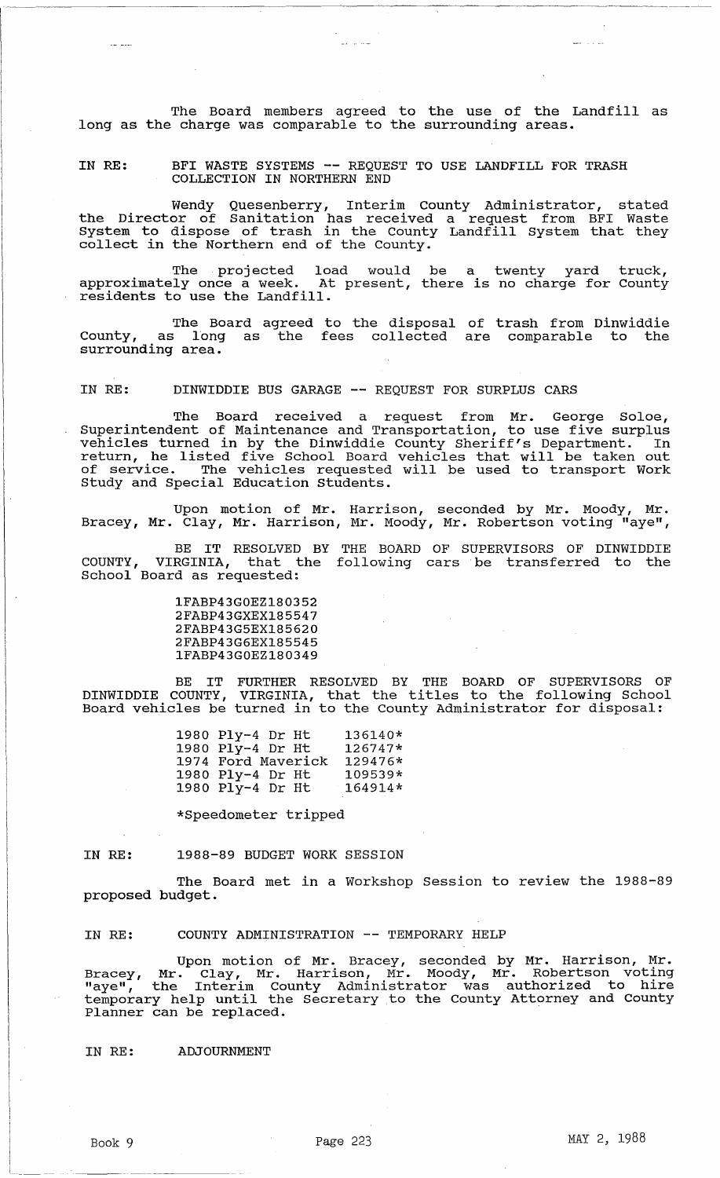The Board members agreed to the use of the Landfill as long as the charge was comparable to the surrounding areas.

IN RE: BFI WASTE SYSTEMS -- REQUEST TO USE LANDFILL FOR TRASH COLLECTION IN NORTHERN END

Wendy Quesenberry, Interim County Administrator, stated the Director of Sanitation has received a request from BFI Waste System to dispose of trash in the County Landfill System that they collect in the Northern end of the County.

The projected load would be a twenty yard truck, approximately once a week. At present, there is no charge for County residents to use the Landfill.

The Board agreed to the disposal of trash from Dinwiddie County, as long as the fees collected are comparable to the surrounding area.

IN RE: DINWIDDIE BUS GARAGE -- REQUEST FOR SURPLUS CARS

The Board received a request from Mr. George Soloe, Superintendent of Maintenance and Transportation, to use five surplus vehicles turned in by the Dinwiddie County Sheriff's Department. In return, he listed five School Board vehicles that will be taken out of service. The vehicles requested will be used to transport Work Study and Special Education Students.

Upon motion of Mr. Harrison, seconded by Mr. Moody, Mr. Bracey, Mr. Clay, Mr. Harrison, Mr. Moody, Mr. Robertson voting "aye",

BE IT RESOLVED BY THE BOARD OF SUPERVISORS OF DINWIDDIE COUNTY, VIRGINIA, that the following cars be transferred to the School Board as requested:

1FABP43G0EZ180352
2FABP43GXEX185547
2FABP43G5EX185620
2FABP43G6EX185545
1FABP43G0EZ180349

BE IT FURTHER RESOLVED BY THE BOARD OF SUPERVISORS OF DINWIDDIE COUNTY, VIRGINIA, that the titles to the following School Board vehicles be turned in to the County Administrator for disposal:

| | |
|---|---|
| 1980 Ply-4 Dr Ht | 136140* |
| 1980 Ply-4 Dr Ht | 126747* |
| 1974 Ford Maverick | 129476* |
| 1980 Ply-4 Dr Ht | 109539* |
| 1980 Ply-4 Dr Ht | 164914* |

*Speedometer tripped

IN RE: 1988-89 BUDGET WORK SESSION

The Board met in a Workshop Session to review the 1988-89 proposed budget.

IN RE: COUNTY ADMINISTRATION -- TEMPORARY HELP

Upon motion of Mr. Bracey, seconded by Mr. Harrison, Mr. Bracey, Mr. Clay, Mr. Harrison, Mr. Moody, Mr. Robertson voting "aye", the Interim County Administrator was authorized to hire temporary help until the Secretary to the County Attorney and County Planner can be replaced.

IN RE: ADJOURNMENT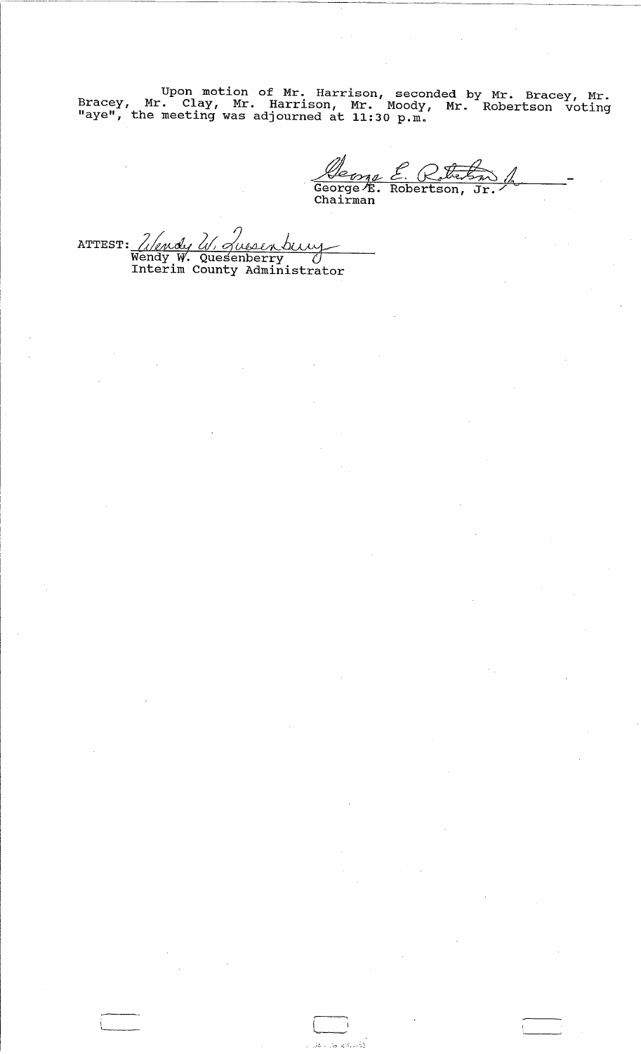Upon motion of Mr. Harrison, seconded by Mr. Bracey, Mr. Bracey, Mr. Clay, Mr. Harrison, Mr. Moody, Mr. Robertson voting "aye", the meeting was adjourned at 11:30 p.m.

George E. Robertson, Jr.
Chairman

ATTEST: Wendy W. Quesenberry
Interim County Administrator